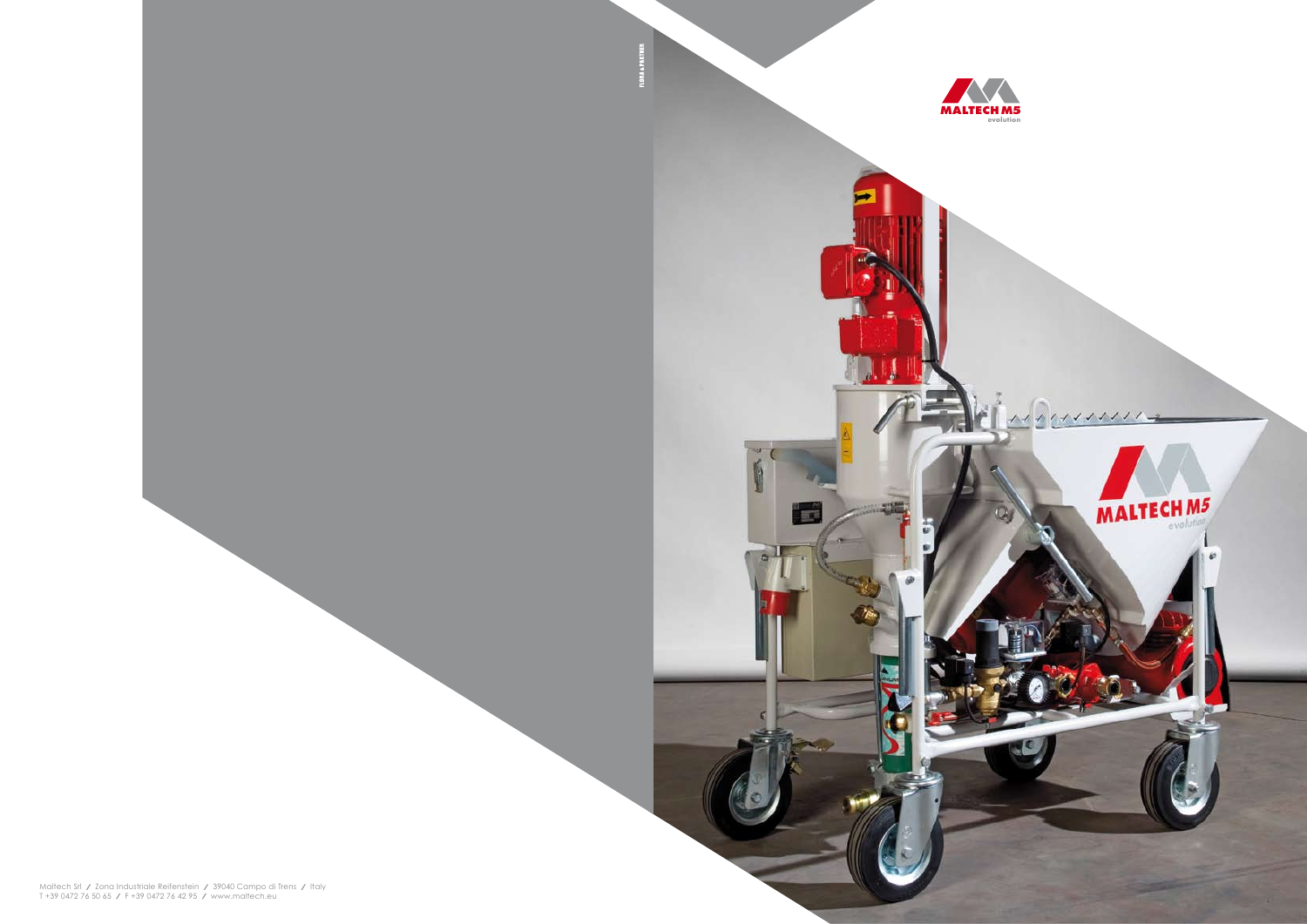MALTECH M5

evolution

Maltech Srl / Zona Industriale Reifenstein / 39040 Campo di Trens / Italy
T +39 0472 76 50 65 / F +39 0472 76 42 95 / www.maltech.eu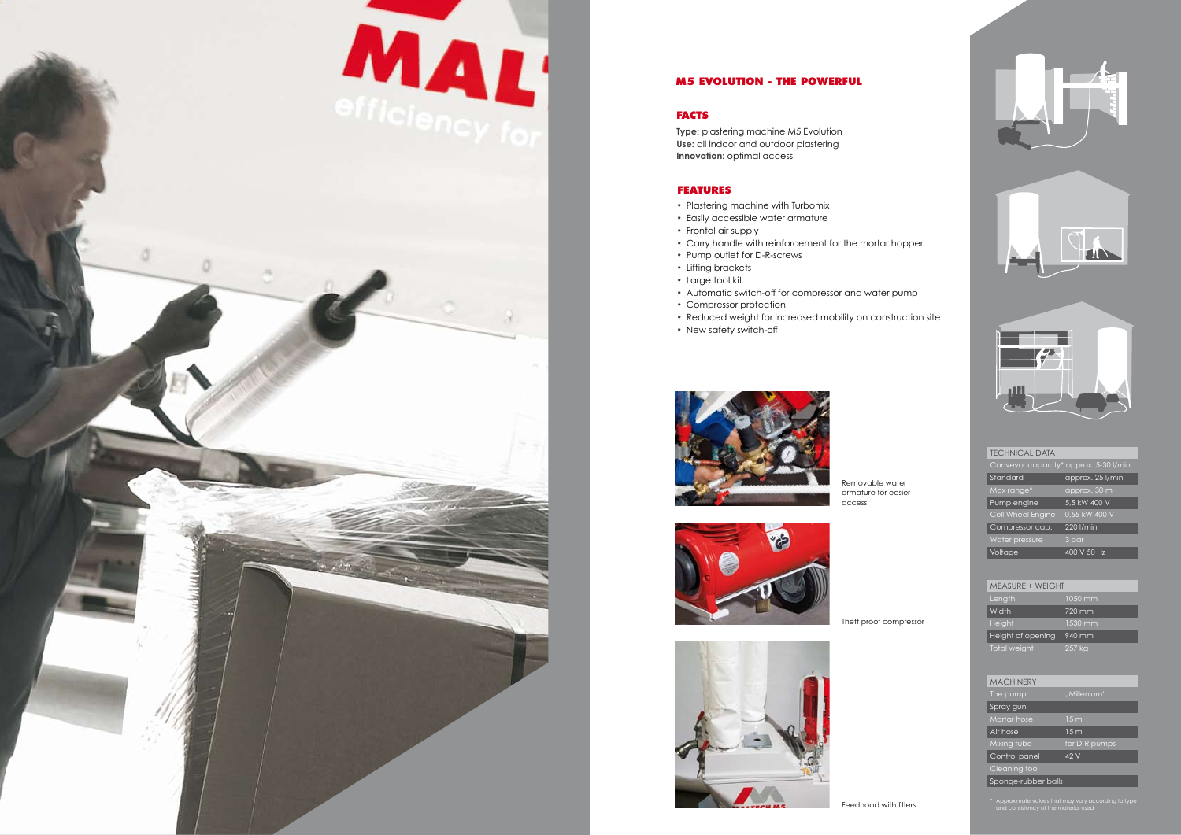## M5 EVOLUTION - THE POWERFUL

### FACTS

**Type:** plastering machine M5 Evolution
**Use:** all indoor and outdoor plastering
**Innovation:** optimal access

### FEATURES

- Plastering machine with Turbomix
- Easily accessible water armature
- Frontal air supply
- Carry handle with reinforcement for the mortar hopper
- Pump outlet for D-R-screws
- Lifting brackets
- Large tool kit
- Automatic switch-off for compressor and water pump
- Compressor protection
- Reduced weight for increased mobility on construction site
- New safety switch-off

Removable water armature for easier access

Theft proof compressor

Feedhood with filters

| TECHNICAL DATA | |
|---|---|
| Conveyor capacity* | approx. 5-30 l/min |
| Standard | approx. 25 l/min |
| Max range* | approx. 30 m |
| Pump engine | 5,5 kW 400 V |
| Cell Wheel Engine | 0,55 kW 400 V |
| Compressor cap. | 220 l/min |
| Water pressure | 3 bar |
| Voltage | 400 V 50 Hz |

| MEASURE + WEIGHT | |
|---|---|
| Length | 1050 mm |
| Width | 720 mm |
| Height | 1530 mm |
| Height of opening | 940 mm |
| Total weight | 257 kg |

| MACHINERY | |
|---|---|
| The pump | „Millenium" |
| Spray gun | |
| Mortar hose | 15 m |
| Air hose | 15 m |
| Mixing tube | for D-R pumps |
| Control panel | 42 V |
| Cleaning tool | |
| Sponge-rubber balls | |

\* Approximate values that may vary according to type and consistency of the material used